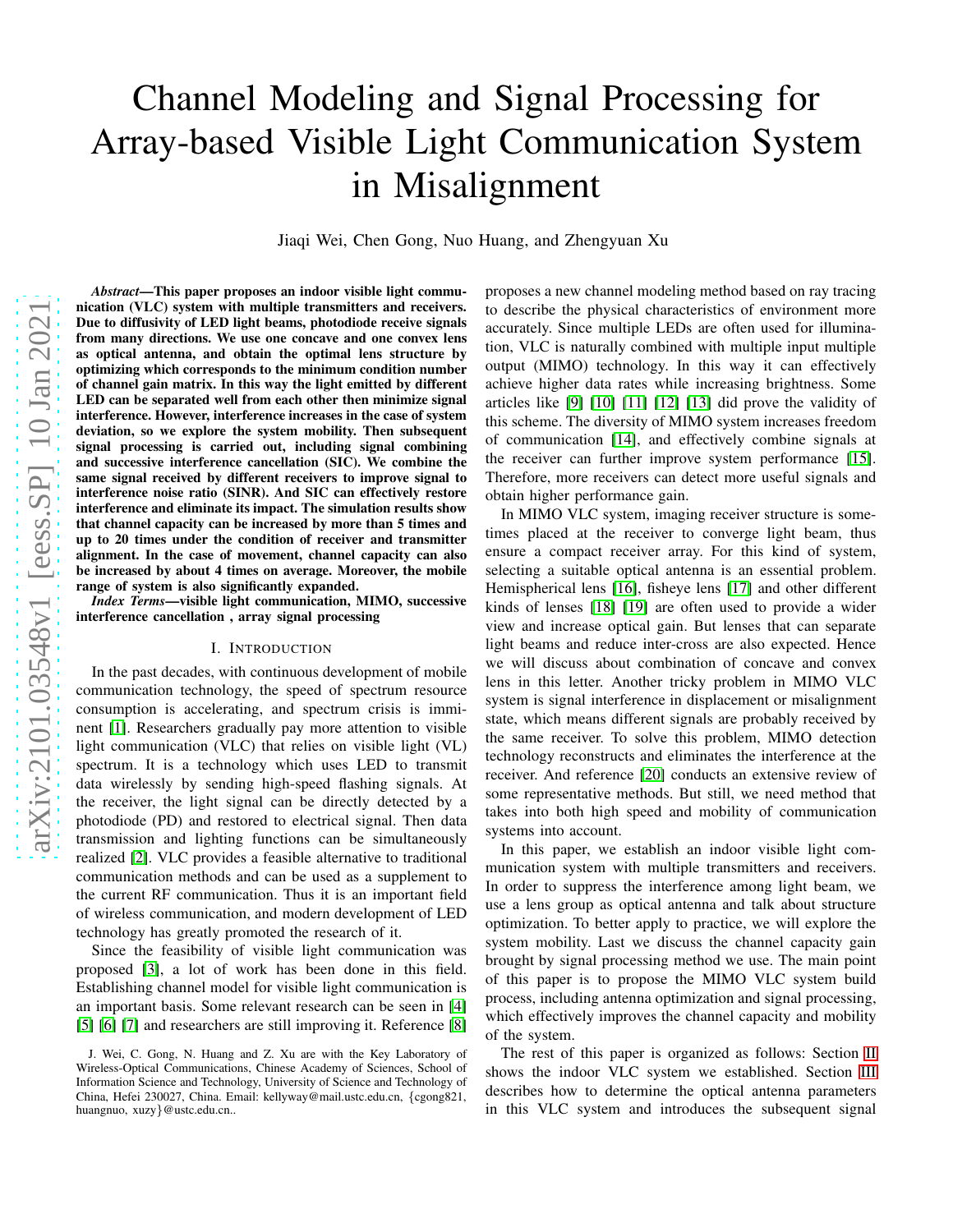# Channel Modeling and Signal Processing for Array-based Visible Light Communication System in Misalignment

Jiaqi Wei, Chen Gong, Nuo Huang, and Zhengyuan Xu

***Abstract*—This paper proposes an indoor visible light communication (VLC) system with multiple transmitters and receivers. Due to diffusivity of LED light beams, photodiode receive signals from many directions. We use one concave and one convex lens as optical antenna, and obtain the optimal lens structure by optimizing which corresponds to the minimum condition number of channel gain matrix. In this way the light emitted by different LED can be separated well from each other then minimize signal interference. However, interference increases in the case of system deviation, so we explore the system mobility. Then subsequent signal processing is carried out, including signal combining and successive interference cancellation (SIC). We combine the same signal received by different receivers to improve signal to interference noise ratio (SINR). And SIC can effectively restore interference and eliminate its impact. The simulation results show that channel capacity can be increased by more than 5 times and up to 20 times under the condition of receiver and transmitter alignment. In the case of movement, channel capacity can also be increased by about 4 times on average. Moreover, the mobile range of system is also significantly expanded.**

***Index Terms*—visible light communication, MIMO, successive interference cancellation , array signal processing**

## I. Introduction

In the past decades, with continuous development of mobile communication technology, the speed of spectrum resource consumption is accelerating, and spectrum crisis is imminent [1]. Researchers gradually pay more attention to visible light communication (VLC) that relies on visible light (VL) spectrum. It is a technology which uses LED to transmit data wirelessly by sending high-speed flashing signals. At the receiver, the light signal can be directly detected by a photodiode (PD) and restored to electrical signal. Then data transmission and lighting functions can be simultaneously realized [2]. VLC provides a feasible alternative to traditional communication methods and can be used as a supplement to the current RF communication. Thus it is an important field of wireless communication, and modern development of LED technology has greatly promoted the research of it.

Since the feasibility of visible light communication was proposed [3], a lot of work has been done in this field. Establishing channel model for visible light communication is an important basis. Some relevant research can be seen in [4] [5] [6] [7] and researchers are still improving it. Reference [8] proposes a new channel modeling method based on ray tracing to describe the physical characteristics of environment more accurately. Since multiple LEDs are often used for illumination, VLC is naturally combined with multiple input multiple output (MIMO) technology. In this way it can effectively achieve higher data rates while increasing brightness. Some articles like [9] [10] [11] [12] [13] did prove the validity of this scheme. The diversity of MIMO system increases freedom of communication [14], and effectively combine signals at the receiver can further improve system performance [15]. Therefore, more receivers can detect more useful signals and obtain higher performance gain.

In MIMO VLC system, imaging receiver structure is sometimes placed at the receiver to converge light beam, thus ensure a compact receiver array. For this kind of system, selecting a suitable optical antenna is an essential problem. Hemispherical lens [16], fisheye lens [17] and other different kinds of lenses [18] [19] are often used to provide a wider view and increase optical gain. But lenses that can separate light beams and reduce inter-cross are also expected. Hence we will discuss about combination of concave and convex lens in this letter. Another tricky problem in MIMO VLC system is signal interference in displacement or misalignment state, which means different signals are probably received by the same receiver. To solve this problem, MIMO detection technology reconstructs and eliminates the interference at the receiver. And reference [20] conducts an extensive review of some representative methods. But still, we need method that takes into both high speed and mobility of communication systems into account.

In this paper, we establish an indoor visible light communication system with multiple transmitters and receivers. In order to suppress the interference among light beam, we use a lens group as optical antenna and talk about structure optimization. To better apply to practice, we will explore the system mobility. Last we discuss the channel capacity gain brought by signal processing method we use. The main point of this paper is to propose the MIMO VLC system build process, including antenna optimization and signal processing, which effectively improves the channel capacity and mobility of the system.

The rest of this paper is organized as follows: Section II shows the indoor VLC system we established. Section III describes how to determine the optical antenna parameters in this VLC system and introduces the subsequent signal

J. Wei, C. Gong, N. Huang and Z. Xu are with the Key Laboratory of Wireless-Optical Communications, Chinese Academy of Sciences, School of Information Science and Technology, University of Science and Technology of China, Hefei 230027, China. Email: kellyway@mail.ustc.edu.cn, {cgong821, huangnuo, xuzy}@ustc.edu.cn..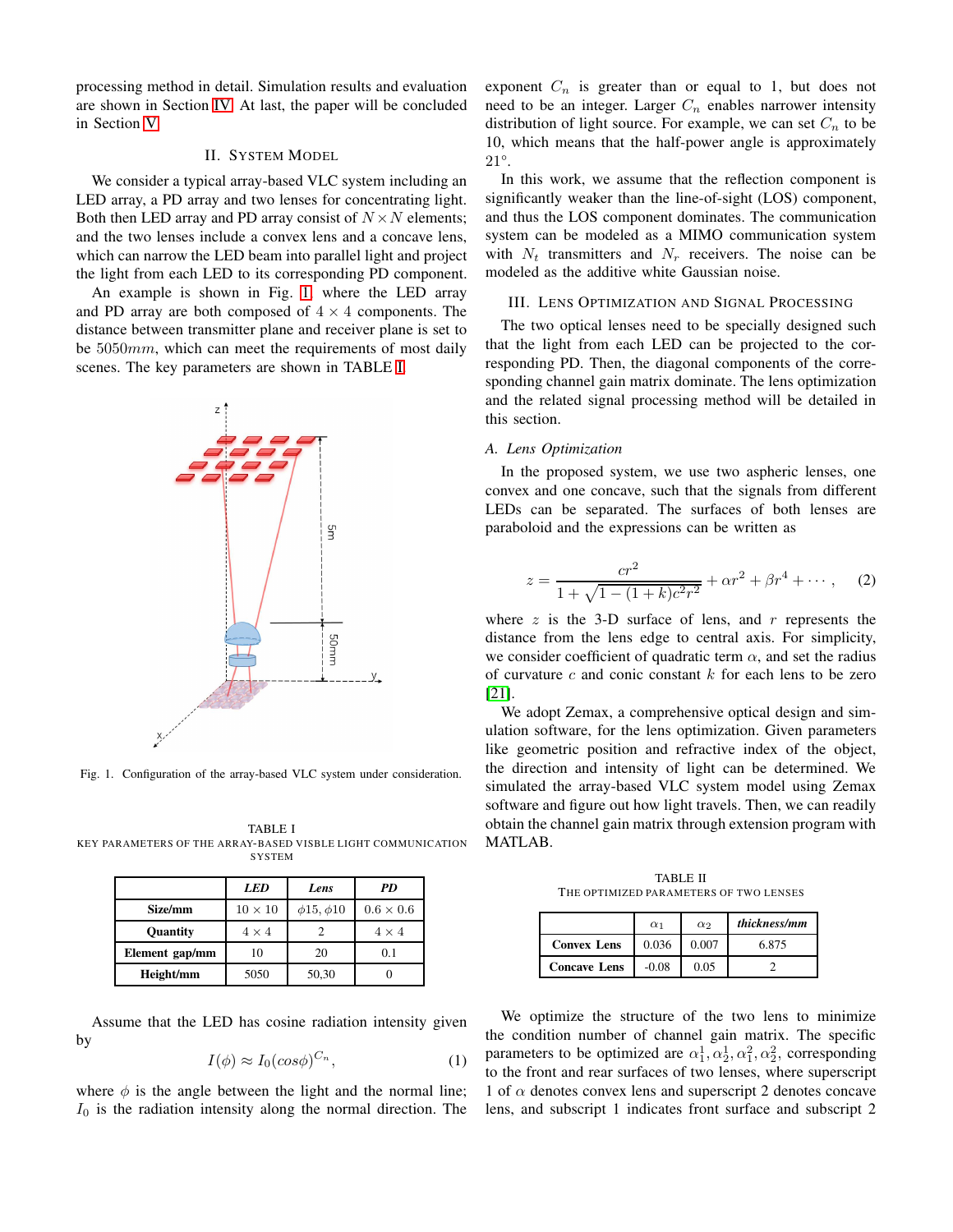processing method in detail. Simulation results and evaluation are shown in Section IV. At last, the paper will be concluded in Section V.

## II. System Model

We consider a typical array-based VLC system including an LED array, a PD array and two lenses for concentrating light. Both then LED array and PD array consist of $N \times N$ elements; and the two lenses include a convex lens and a concave lens, which can narrow the LED beam into parallel light and project the light from each LED to its corresponding PD component.

An example is shown in Fig. 1, where the LED array and PD array are both composed of $4 \times 4$ components. The distance between transmitter plane and receiver plane is set to be $5050mm$, which can meet the requirements of most daily scenes. The key parameters are shown in TABLE I.

Fig. 1. Configuration of the array-based VLC system under consideration.

TABLE I
KEY PARAMETERS OF THE ARRAY-BASED VISBLE LIGHT COMMUNICATION SYSTEM

| | *LED* | *Lens* | *PD* |
|---|---|---|---|
| **Size/mm** | $10 \times 10$ | $\phi 15, \phi 10$ | $0.6 \times 0.6$ |
| **Quantity** | $4 \times 4$ | 2 | $4 \times 4$ |
| **Element gap/mm** | 10 | 20 | 0.1 |
| **Height/mm** | 5050 | 50,30 | 0 |

Assume that the LED has cosine radiation intensity given by

$$I(\phi) \approx I_0 (cos\phi)^{C_n}, \tag{1}$$

where $\phi$ is the angle between the light and the normal line; $I_0$ is the radiation intensity along the normal direction. The exponent $C_n$ is greater than or equal to 1, but does not need to be an integer. Larger $C_n$ enables narrower intensity distribution of light source. For example, we can set $C_n$ to be 10, which means that the half-power angle is approximately 21°.

In this work, we assume that the reflection component is significantly weaker than the line-of-sight (LOS) component, and thus the LOS component dominates. The communication system can be modeled as a MIMO communication system with $N_t$ transmitters and $N_r$ receivers. The noise can be modeled as the additive white Gaussian noise.

## III. Lens Optimization and Signal Processing

The two optical lenses need to be specially designed such that the light from each LED can be projected to the corresponding PD. Then, the diagonal components of the corresponding channel gain matrix dominate. The lens optimization and the related signal processing method will be detailed in this section.

### A. Lens Optimization

In the proposed system, we use two aspheric lenses, one convex and one concave, such that the signals from different LEDs can be separated. The surfaces of both lenses are paraboloid and the expressions can be written as

$$z = \frac{cr^2}{1 + \sqrt{1 - (1+k)c^2r^2}} + \alpha r^2 + \beta r^4 + \cdots , \tag{2}$$

where $z$ is the 3-D surface of lens, and $r$ represents the distance from the lens edge to central axis. For simplicity, we consider coefficient of quadratic term $\alpha$, and set the radius of curvature $c$ and conic constant $k$ for each lens to be zero [21].

We adopt Zemax, a comprehensive optical design and simulation software, for the lens optimization. Given parameters like geometric position and refractive index of the object, the direction and intensity of light can be determined. We simulated the array-based VLC system model using Zemax software and figure out how light travels. Then, we can readily obtain the channel gain matrix through extension program with MATLAB.

TABLE II
THE OPTIMIZED PARAMETERS OF TWO LENSES

| | $\alpha_1$ | $\alpha_2$ | *thickness/mm* |
|---|---|---|---|
| **Convex Lens** | 0.036 | 0.007 | 6.875 |
| **Concave Lens** | -0.08 | 0.05 | 2 |

We optimize the structure of the two lens to minimize the condition number of channel gain matrix. The specific parameters to be optimized are $\alpha_1^1, \alpha_2^1, \alpha_1^2, \alpha_2^2$, corresponding to the front and rear surfaces of two lenses, where superscript 1 of $\alpha$ denotes convex lens and superscript 2 denotes concave lens, and subscript 1 indicates front surface and subscript 2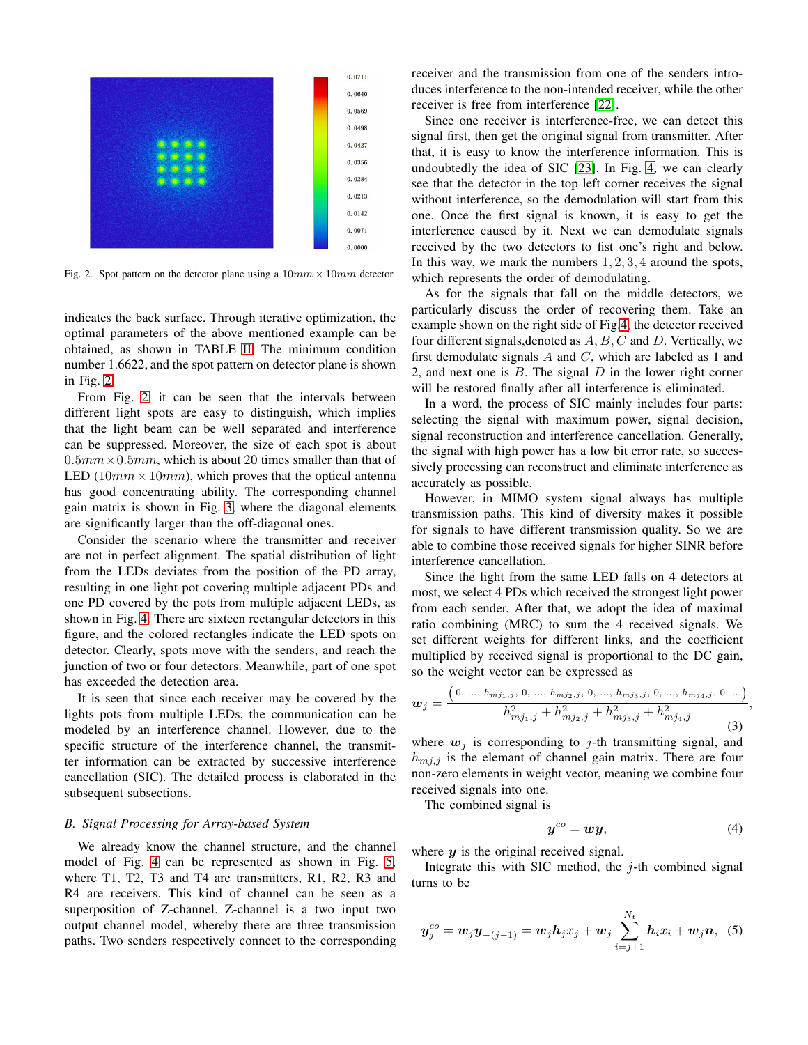Fig. 2. Spot pattern on the detector plane using a $10mm \times 10mm$ detector.

indicates the back surface. Through iterative optimization, the optimal parameters of the above mentioned example can be obtained, as shown in TABLE II. The minimum condition number 1.6622, and the spot pattern on detector plane is shown in Fig. 2.

From Fig. 2, it can be seen that the intervals between different light spots are easy to distinguish, which implies that the light beam can be well separated and interference can be suppressed. Moreover, the size of each spot is about $0.5mm \times 0.5mm$, which is about 20 times smaller than that of LED ($10mm \times 10mm$), which proves that the optical antenna has good concentrating ability. The corresponding channel gain matrix is shown in Fig. 3, where the diagonal elements are significantly larger than the off-diagonal ones.

Consider the scenario where the transmitter and receiver are not in perfect alignment. The spatial distribution of light from the LEDs deviates from the position of the PD array, resulting in one light pot covering multiple adjacent PDs and one PD covered by the pots from multiple adjacent LEDs, as shown in Fig. 4. There are sixteen rectangular detectors in this figure, and the colored rectangles indicate the LED spots on detector. Clearly, spots move with the senders, and reach the junction of two or four detectors. Meanwhile, part of one spot has exceeded the detection area.

It is seen that since each receiver may be covered by the lights pots from multiple LEDs, the communication can be modeled by an interference channel. However, due to the specific structure of the interference channel, the transmitter information can be extracted by successive interference cancellation (SIC). The detailed process is elaborated in the subsequent subsections.

### B. Signal Processing for Array-based System

We already know the channel structure, and the channel model of Fig. 4 can be represented as shown in Fig. 5, where T1, T2, T3 and T4 are transmitters, R1, R2, R3 and R4 are receivers. This kind of channel can be seen as a superposition of Z-channel. Z-channel is a two input two output channel model, whereby there are three transmission paths. Two senders respectively connect to the corresponding receiver and the transmission from one of the senders introduces interference to the non-intended receiver, while the other receiver is free from interference [22].

Since one receiver is interference-free, we can detect this signal first, then get the original signal from transmitter. After that, it is easy to know the interference information. This is undoubtedly the idea of SIC [23]. In Fig. 4, we can clearly see that the detector in the top left corner receives the signal without interference, so the demodulation will start from this one. Once the first signal is known, it is easy to get the interference caused by it. Next we can demodulate signals received by the two detectors to fist one's right and below. In this way, we mark the numbers $1, 2, 3, 4$ around the spots, which represents the order of demodulating.

As for the signals that fall on the middle detectors, we particularly discuss the order of recovering them. Take an example shown on the right side of Fig 4, the detector received four different signals,denoted as $A, B, C$ and $D$. Vertically, we first demodulate signals $A$ and $C$, which are labeled as 1 and 2, and next one is $B$. The signal $D$ in the lower right corner will be restored finally after all interference is eliminated.

In a word, the process of SIC mainly includes four parts: selecting the signal with maximum power, signal decision, signal reconstruction and interference cancellation. Generally, the signal with high power has a low bit error rate, so successively processing can reconstruct and eliminate interference as accurately as possible.

However, in MIMO system signal always has multiple transmission paths. This kind of diversity makes it possible for signals to have different transmission quality. So we are able to combine those received signals for higher SINR before interference cancellation.

Since the light from the same LED falls on 4 detectors at most, we select 4 PDs which received the strongest light power from each sender. After that, we adopt the idea of maximal ratio combining (MRC) to sum the 4 received signals. We set different weights for different links, and the coefficient multiplied by received signal is proportional to the DC gain, so the weight vector can be expressed as

$$\boldsymbol{w}_j = \frac{\left(0, \ldots, h_{m_{j1},j}, 0, \ldots, h_{m_{j2},j}, 0, \ldots, h_{m_{j3},j}, 0, \ldots, h_{m_{j4},j}, 0, \ldots\right)}{h^2_{m_{j1},j} + h^2_{m_{j2},j} + h^2_{m_{j3},j} + h^2_{m_{j4},j}}, \tag{3}$$

where $\boldsymbol{w}_j$ is corresponding to $j$-th transmitting signal, and $h_{m_j,j}$ is the elemant of channel gain matrix. There are four non-zero elements in weight vector, meaning we combine four received signals into one.

The combined signal is

$$\boldsymbol{y}^{co} = \boldsymbol{w}\boldsymbol{y}, \tag{4}$$

where $\boldsymbol{y}$ is the original received signal.

Integrate this with SIC method, the $j$-th combined signal turns to be

$$\boldsymbol{y}^{co}_j = \boldsymbol{w}_j \boldsymbol{y}_{-(j-1)} = \boldsymbol{w}_j \boldsymbol{h}_j x_j + \boldsymbol{w}_j \sum_{i=j+1}^{N_t} \boldsymbol{h}_i x_i + \boldsymbol{w}_j \boldsymbol{n}, \tag{5}$$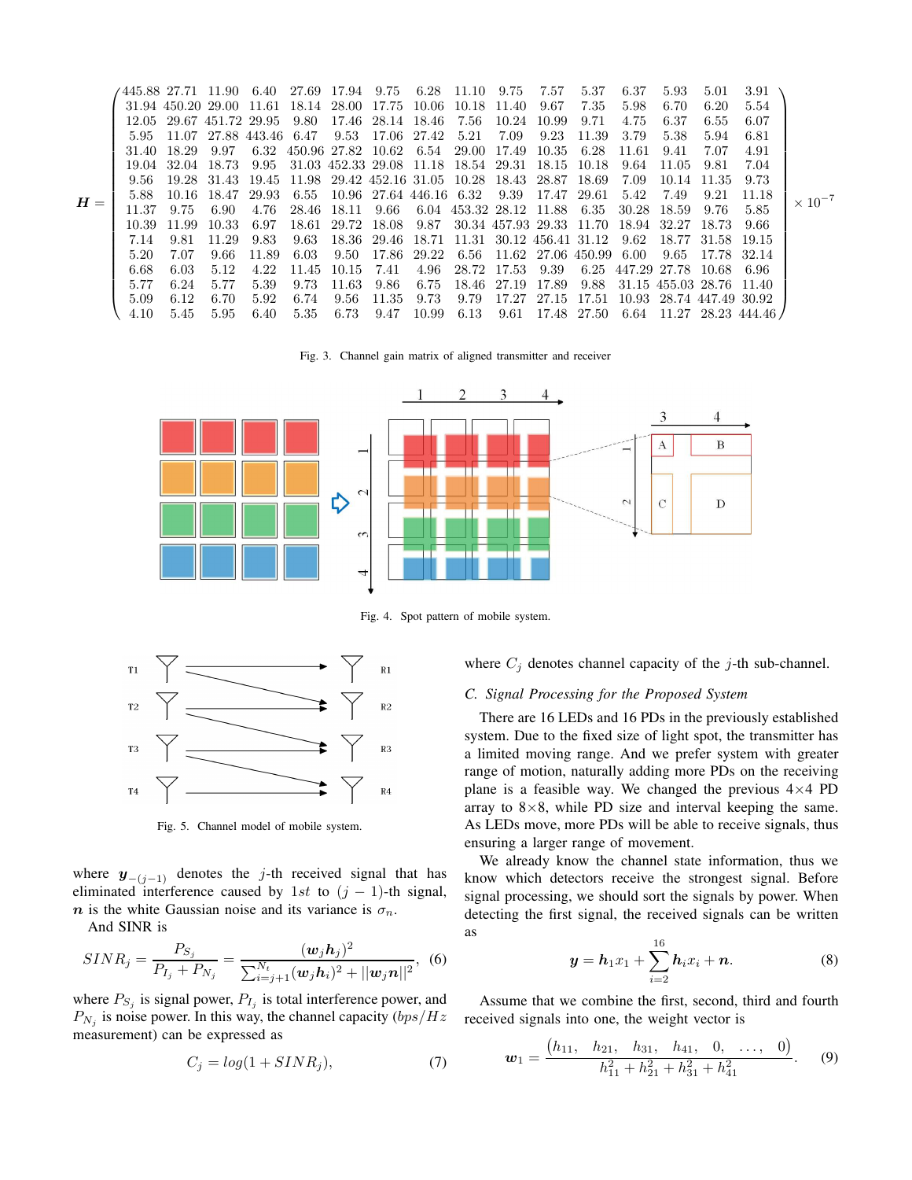$$
\boldsymbol{H}=\begin{pmatrix}
445.88 & 27.71 & 11.90 & 6.40 & 27.69 & 17.94 & 9.75 & 6.28 & 11.10 & 9.75 & 7.57 & 5.37 & 6.37 & 5.93 & 5.01 & 3.91\\
31.94 & 450.20 & 29.00 & 11.61 & 18.14 & 28.00 & 17.75 & 10.06 & 10.18 & 11.40 & 9.67 & 7.35 & 5.98 & 6.70 & 6.20 & 5.54\\
12.05 & 29.67 & 451.72 & 29.95 & 9.80 & 17.46 & 28.14 & 18.46 & 7.56 & 10.24 & 10.99 & 9.71 & 4.75 & 6.37 & 6.55 & 6.07\\
5.95 & 11.07 & 27.88 & 443.46 & 6.47 & 9.53 & 17.06 & 27.42 & 5.21 & 7.09 & 9.23 & 11.39 & 3.79 & 5.38 & 5.94 & 6.81\\
31.40 & 18.29 & 9.97 & 6.32 & 450.96 & 27.82 & 10.62 & 6.54 & 29.00 & 17.49 & 10.35 & 6.28 & 11.61 & 9.41 & 7.07 & 4.91\\
19.04 & 32.04 & 18.73 & 9.95 & 31.03 & 452.33 & 29.08 & 11.18 & 18.54 & 29.31 & 18.15 & 10.18 & 9.64 & 11.05 & 9.81 & 7.04\\
9.56 & 19.28 & 31.43 & 19.45 & 11.98 & 29.42 & 452.16 & 31.05 & 10.28 & 18.43 & 28.87 & 18.69 & 7.09 & 10.14 & 11.35 & 9.73\\
5.88 & 10.16 & 18.47 & 29.93 & 6.55 & 10.96 & 27.64 & 446.16 & 6.32 & 9.39 & 17.47 & 29.61 & 5.42 & 7.49 & 9.21 & 11.18\\
11.37 & 9.75 & 6.90 & 4.76 & 28.46 & 18.11 & 9.66 & 6.04 & 453.32 & 28.12 & 11.88 & 6.35 & 30.28 & 18.59 & 9.76 & 5.85\\
10.39 & 11.99 & 10.33 & 6.97 & 18.61 & 29.72 & 18.08 & 9.87 & 30.34 & 457.93 & 29.33 & 11.70 & 18.94 & 32.27 & 18.73 & 9.66\\
7.14 & 9.81 & 11.29 & 9.83 & 9.63 & 18.36 & 29.46 & 18.71 & 11.31 & 30.12 & 456.41 & 31.12 & 9.62 & 18.77 & 31.58 & 19.15\\
5.20 & 7.07 & 9.66 & 11.89 & 6.03 & 9.50 & 17.86 & 29.22 & 6.56 & 11.62 & 27.06 & 450.99 & 6.00 & 9.65 & 17.78 & 32.14\\
6.68 & 6.03 & 5.12 & 4.22 & 11.45 & 10.15 & 7.41 & 4.96 & 28.72 & 17.53 & 9.39 & 6.25 & 447.29 & 27.78 & 10.68 & 6.96\\
5.77 & 6.24 & 5.77 & 5.39 & 9.73 & 11.63 & 9.86 & 6.75 & 18.46 & 27.19 & 17.89 & 9.88 & 31.15 & 455.03 & 28.76 & 11.40\\
5.09 & 6.12 & 6.70 & 5.92 & 6.74 & 9.56 & 11.35 & 9.73 & 9.79 & 17.27 & 27.15 & 17.51 & 10.93 & 28.74 & 447.49 & 30.92\\
4.10 & 5.45 & 5.95 & 6.40 & 5.35 & 6.73 & 9.47 & 10.99 & 6.13 & 9.61 & 17.48 & 27.50 & 6.64 & 11.27 & 28.23 & 444.46
\end{pmatrix}\times 10^{-7}
$$

Fig. 3. Channel gain matrix of aligned transmitter and receiver

Fig. 4. Spot pattern of mobile system.

Fig. 5. Channel model of mobile system.

where $\boldsymbol{y}_{-(j-1)}$ denotes the $j$-th received signal that has eliminated interference caused by $1st$ to $(j-1)$-th signal, $\boldsymbol{n}$ is the white Gaussian noise and its variance is $\sigma_n$.

And SINR is

$$
SINR_j = \frac{P_{S_j}}{P_{I_j}+P_{N_j}} = \frac{(\boldsymbol{w}_j\boldsymbol{h}_j)^2}{\sum_{i=j+1}^{N_t}(\boldsymbol{w}_j\boldsymbol{h}_i)^2+||\boldsymbol{w}_j\boldsymbol{n}||^2}, \quad (6)
$$

where $P_{S_j}$ is signal power, $P_{I_j}$ is total interference power, and $P_{N_j}$ is noise power. In this way, the channel capacity ($bps/Hz$ measurement) can be expressed as

$$
C_j = log(1+SINR_j), \quad (7)
$$

where $C_j$ denotes channel capacity of the $j$-th sub-channel.

### C. Signal Processing for the Proposed System

There are 16 LEDs and 16 PDs in the previously established system. Due to the fixed size of light spot, the transmitter has a limited moving range. And we prefer system with greater range of motion, naturally adding more PDs on the receiving plane is a feasible way. We changed the previous 4×4 PD array to 8×8, while PD size and interval keeping the same. As LEDs move, more PDs will be able to receive signals, thus ensuring a larger range of movement.

We already know the channel state information, thus we know which detectors receive the strongest signal. Before signal processing, we should sort the signals by power. When detecting the first signal, the received signals can be written as

$$
\boldsymbol{y} = \boldsymbol{h}_1 x_1 + \sum_{i=2}^{16}\boldsymbol{h}_i x_i + \boldsymbol{n}. \quad (8)
$$

Assume that we combine the first, second, third and fourth received signals into one, the weight vector is

$$
\boldsymbol{w}_1 = \frac{\begin{pmatrix} h_{11}, & h_{21}, & h_{31}, & h_{41}, & 0, & \ldots, & 0 \end{pmatrix}}{h_{11}^2+h_{21}^2+h_{31}^2+h_{41}^2}. \quad (9)
$$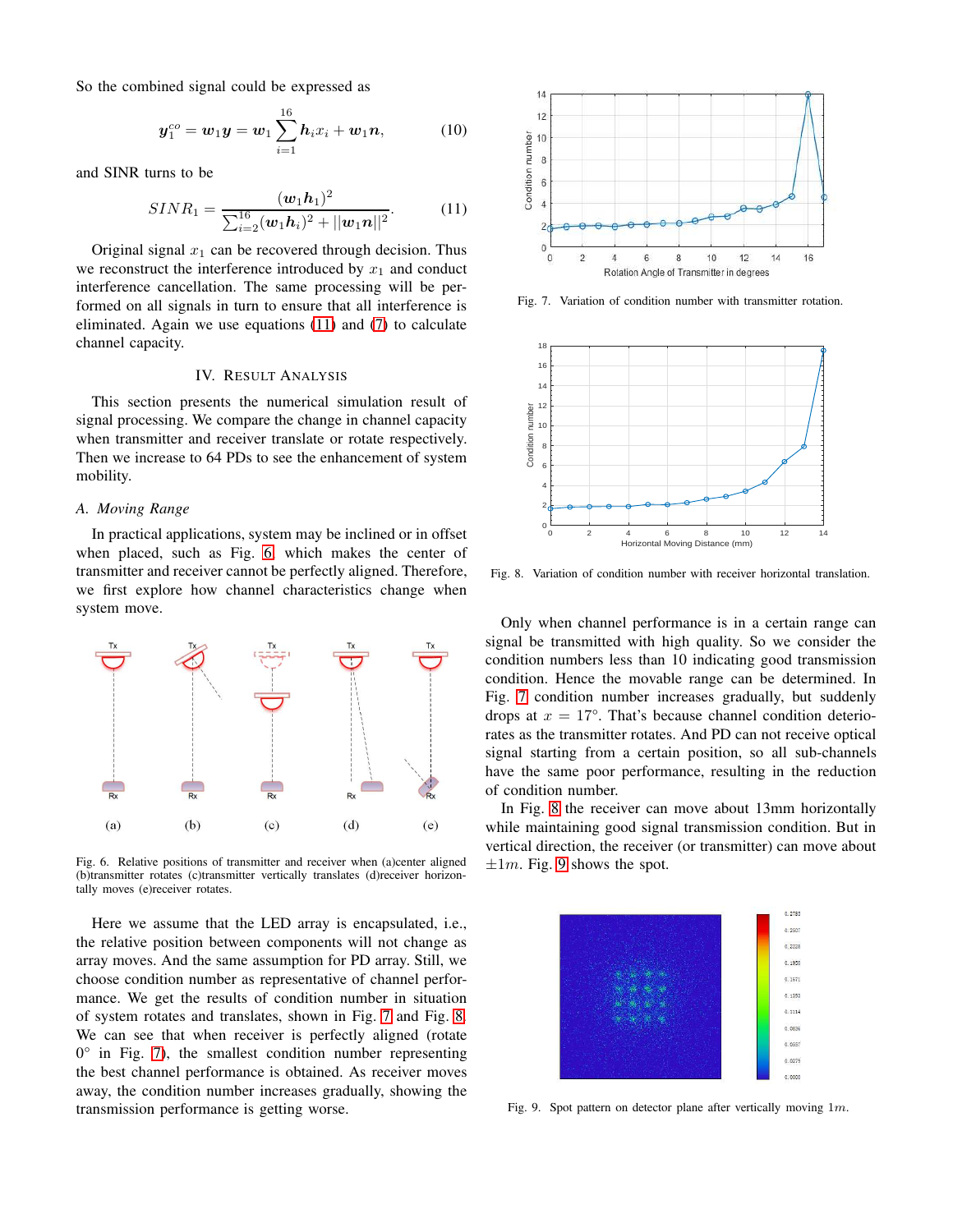So the combined signal could be expressed as

$$\boldsymbol{y}_1^{co} = \boldsymbol{w}_1 \boldsymbol{y} = \boldsymbol{w}_1 \sum_{i=1}^{16} \boldsymbol{h}_i x_i + \boldsymbol{w}_1 \boldsymbol{n}, \tag{10}$$

and SINR turns to be

$$SINR_1 = \frac{(\boldsymbol{w}_1 \boldsymbol{h}_1)^2}{\sum_{i=2}^{16} (\boldsymbol{w}_1 \boldsymbol{h}_i)^2 + ||\boldsymbol{w}_1 \boldsymbol{n}||^2}. \tag{11}$$

Original signal $x_1$ can be recovered through decision. Thus we reconstruct the interference introduced by $x_1$ and conduct interference cancellation. The same processing will be performed on all signals in turn to ensure that all interference is eliminated. Again we use equations (11) and (7) to calculate channel capacity.

## IV. Result Analysis

This section presents the numerical simulation result of signal processing. We compare the change in channel capacity when transmitter and receiver translate or rotate respectively. Then we increase to 64 PDs to see the enhancement of system mobility.

### A. Moving Range

In practical applications, system may be inclined or in offset when placed, such as Fig. 6 which makes the center of transmitter and receiver cannot be perfectly aligned. Therefore, we first explore how channel characteristics change when system move.

Fig. 6. Relative positions of transmitter and receiver when (a)center aligned (b)transmitter rotates (c)transmitter vertically translates (d)receiver horizontally moves (e)receiver rotates.

Here we assume that the LED array is encapsulated, i.e., the relative position between components will not change as array moves. And the same assumption for PD array. Still, we choose condition number as representative of channel performance. We get the results of condition number in situation of system rotates and translates, shown in Fig. 7 and Fig. 8. We can see that when receiver is perfectly aligned (rotate $0°$ in Fig. 7), the smallest condition number representing the best channel performance is obtained. As receiver moves away, the condition number increases gradually, showing the transmission performance is getting worse.

Fig. 7. Variation of condition number with transmitter rotation.

Fig. 8. Variation of condition number with receiver horizontal translation.

Only when channel performance is in a certain range can signal be transmitted with high quality. So we consider the condition numbers less than 10 indicating good transmission condition. Hence the movable range can be determined. In Fig. 7 condition number increases gradually, but suddenly drops at $x = 17°$. That's because channel condition deteriorates as the transmitter rotates. And PD can not receive optical signal starting from a certain position, so all sub-channels have the same poor performance, resulting in the reduction of condition number.

In Fig. 8 the receiver can move about 13mm horizontally while maintaining good signal transmission condition. But in vertical direction, the receiver (or transmitter) can move about $\pm 1m$. Fig. 9 shows the spot.

Fig. 9. Spot pattern on detector plane after vertically moving $1m$.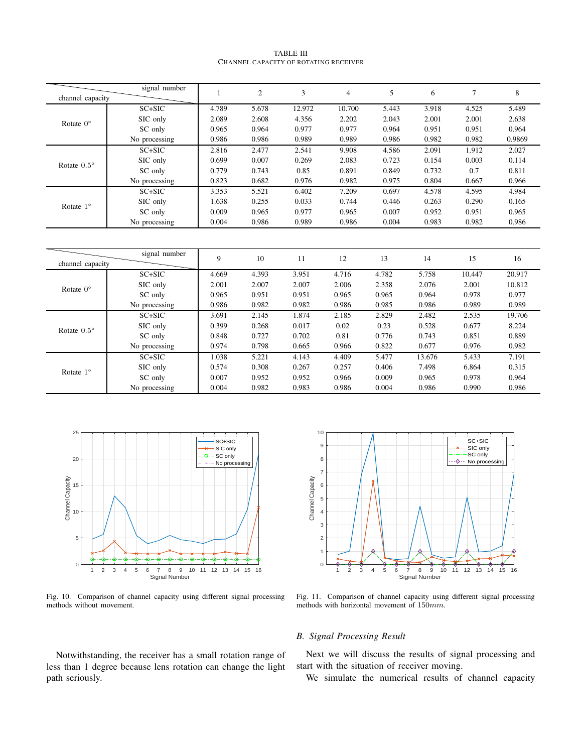TABLE III
CHANNEL CAPACITY OF ROTATING RECEIVER

| channel capacity \ signal number | | 1 | 2 | 3 | 4 | 5 | 6 | 7 | 8 |
|---|---|---|---|---|---|---|---|---|---|
| Rotate 0° | SC+SIC | 4.789 | 5.678 | 12.972 | 10.700 | 5.443 | 3.918 | 4.525 | 5.489 |
| | SIC only | 2.089 | 2.608 | 4.356 | 2.202 | 2.043 | 2.001 | 2.001 | 2.638 |
| | SC only | 0.965 | 0.964 | 0.977 | 0.977 | 0.964 | 0.951 | 0.951 | 0.964 |
| | No processing | 0.986 | 0.986 | 0.989 | 0.989 | 0.986 | 0.982 | 0.982 | 0.9869 |
| Rotate 0.5° | SC+SIC | 2.816 | 2.477 | 2.541 | 9.908 | 4.586 | 2.091 | 1.912 | 2.027 |
| | SIC only | 0.699 | 0.007 | 0.269 | 2.083 | 0.723 | 0.154 | 0.003 | 0.114 |
| | SC only | 0.779 | 0.743 | 0.85 | 0.891 | 0.849 | 0.732 | 0.7 | 0.811 |
| | No processing | 0.823 | 0.682 | 0.976 | 0.982 | 0.975 | 0.804 | 0.667 | 0.966 |
| Rotate 1° | SC+SIC | 3.353 | 5.521 | 6.402 | 7.209 | 0.697 | 4.578 | 4.595 | 4.984 |
| | SIC only | 1.638 | 0.255 | 0.033 | 0.744 | 0.446 | 0.263 | 0.290 | 0.165 |
| | SC only | 0.009 | 0.965 | 0.977 | 0.965 | 0.007 | 0.952 | 0.951 | 0.965 |
| | No processing | 0.004 | 0.986 | 0.989 | 0.986 | 0.004 | 0.983 | 0.982 | 0.986 |

| channel capacity \ signal number | | 9 | 10 | 11 | 12 | 13 | 14 | 15 | 16 |
|---|---|---|---|---|---|---|---|---|---|
| Rotate 0° | SC+SIC | 4.669 | 4.393 | 3.951 | 4.716 | 4.782 | 5.758 | 10.447 | 20.917 |
| | SIC only | 2.001 | 2.007 | 2.007 | 2.006 | 2.358 | 2.076 | 2.001 | 10.812 |
| | SC only | 0.965 | 0.951 | 0.951 | 0.965 | 0.965 | 0.964 | 0.978 | 0.977 |
| | No processing | 0.986 | 0.982 | 0.982 | 0.986 | 0.985 | 0.986 | 0.989 | 0.989 |
| Rotate 0.5° | SC+SIC | 3.691 | 2.145 | 1.874 | 2.185 | 2.829 | 2.482 | 2.535 | 19.706 |
| | SIC only | 0.399 | 0.268 | 0.017 | 0.02 | 0.23 | 0.528 | 0.677 | 8.224 |
| | SC only | 0.848 | 0.727 | 0.702 | 0.81 | 0.776 | 0.743 | 0.851 | 0.889 |
| | No processing | 0.974 | 0.798 | 0.665 | 0.966 | 0.822 | 0.677 | 0.976 | 0.982 |
| Rotate 1° | SC+SIC | 1.038 | 5.221 | 4.143 | 4.409 | 5.477 | 13.676 | 5.433 | 7.191 |
| | SIC only | 0.574 | 0.308 | 0.267 | 0.257 | 0.406 | 7.498 | 6.864 | 0.315 |
| | SC only | 0.007 | 0.952 | 0.952 | 0.966 | 0.009 | 0.965 | 0.978 | 0.964 |
| | No processing | 0.004 | 0.982 | 0.983 | 0.986 | 0.004 | 0.986 | 0.990 | 0.986 |

Fig. 10. Comparison of channel capacity using different signal processing methods without movement.

Fig. 11. Comparison of channel capacity using different signal processing methods with horizontal movement of $150mm$.

Notwithstanding, the receiver has a small rotation range of less than 1 degree because lens rotation can change the light path seriously.

### B. Signal Processing Result

Next we will discuss the results of signal processing and start with the situation of receiver moving.

We simulate the numerical results of channel capacity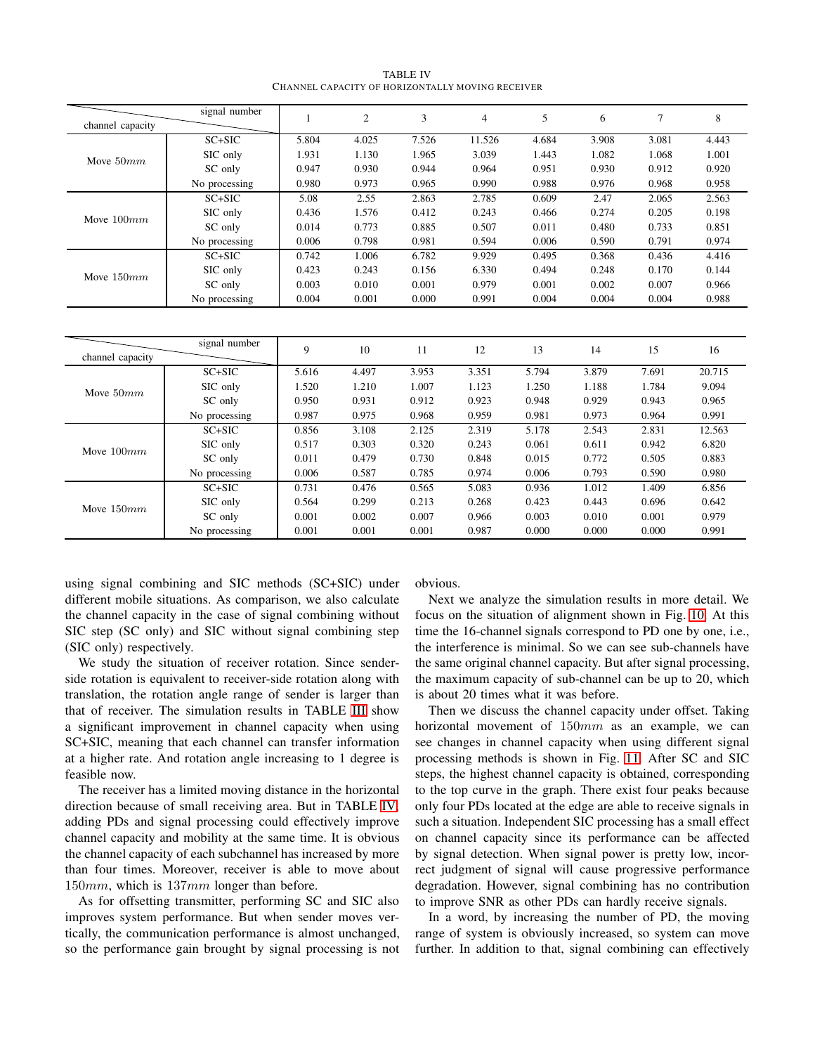TABLE IV
CHANNEL CAPACITY OF HORIZONTALLY MOVING RECEIVER

| channel capacity | signal number | 1 | 2 | 3 | 4 | 5 | 6 | 7 | 8 |
|---|---|---|---|---|---|---|---|---|---|
| Move $50mm$ | SC+SIC | 5.804 | 4.025 | 7.526 | 11.526 | 4.684 | 3.908 | 3.081 | 4.443 |
| | SIC only | 1.931 | 1.130 | 1.965 | 3.039 | 1.443 | 1.082 | 1.068 | 1.001 |
| | SC only | 0.947 | 0.930 | 0.944 | 0.964 | 0.951 | 0.930 | 0.912 | 0.920 |
| | No processing | 0.980 | 0.973 | 0.965 | 0.990 | 0.988 | 0.976 | 0.968 | 0.958 |
| Move $100mm$ | SC+SIC | 5.08 | 2.55 | 2.863 | 2.785 | 0.609 | 2.47 | 2.065 | 2.563 |
| | SIC only | 0.436 | 1.576 | 0.412 | 0.243 | 0.466 | 0.274 | 0.205 | 0.198 |
| | SC only | 0.014 | 0.773 | 0.885 | 0.507 | 0.011 | 0.480 | 0.733 | 0.851 |
| | No processing | 0.006 | 0.798 | 0.981 | 0.594 | 0.006 | 0.590 | 0.791 | 0.974 |
| Move $150mm$ | SC+SIC | 0.742 | 1.006 | 6.782 | 9.929 | 0.495 | 0.368 | 0.436 | 4.416 |
| | SIC only | 0.423 | 0.243 | 0.156 | 6.330 | 0.494 | 0.248 | 0.170 | 0.144 |
| | SC only | 0.003 | 0.010 | 0.001 | 0.979 | 0.001 | 0.002 | 0.007 | 0.966 |
| | No processing | 0.004 | 0.001 | 0.000 | 0.991 | 0.004 | 0.004 | 0.004 | 0.988 |

| channel capacity | signal number | 9 | 10 | 11 | 12 | 13 | 14 | 15 | 16 |
|---|---|---|---|---|---|---|---|---|---|
| Move $50mm$ | SC+SIC | 5.616 | 4.497 | 3.953 | 3.351 | 5.794 | 3.879 | 7.691 | 20.715 |
| | SIC only | 1.520 | 1.210 | 1.007 | 1.123 | 1.250 | 1.188 | 1.784 | 9.094 |
| | SC only | 0.950 | 0.931 | 0.912 | 0.923 | 0.948 | 0.929 | 0.943 | 0.965 |
| | No processing | 0.987 | 0.975 | 0.968 | 0.959 | 0.981 | 0.973 | 0.964 | 0.991 |
| Move $100mm$ | SC+SIC | 0.856 | 3.108 | 2.125 | 2.319 | 5.178 | 2.543 | 2.831 | 12.563 |
| | SIC only | 0.517 | 0.303 | 0.320 | 0.243 | 0.061 | 0.611 | 0.942 | 6.820 |
| | SC only | 0.011 | 0.479 | 0.730 | 0.848 | 0.015 | 0.772 | 0.505 | 0.883 |
| | No processing | 0.006 | 0.587 | 0.785 | 0.974 | 0.006 | 0.793 | 0.590 | 0.980 |
| Move $150mm$ | SC+SIC | 0.731 | 0.476 | 0.565 | 5.083 | 0.936 | 1.012 | 1.409 | 6.856 |
| | SIC only | 0.564 | 0.299 | 0.213 | 0.268 | 0.423 | 0.443 | 0.696 | 0.642 |
| | SC only | 0.001 | 0.002 | 0.007 | 0.966 | 0.003 | 0.010 | 0.001 | 0.979 |
| | No processing | 0.001 | 0.001 | 0.001 | 0.987 | 0.000 | 0.000 | 0.000 | 0.991 |

using signal combining and SIC methods (SC+SIC) under different mobile situations. As comparison, we also calculate the channel capacity in the case of signal combining without SIC step (SC only) and SIC without signal combining step (SIC only) respectively.

We study the situation of receiver rotation. Since sender-side rotation is equivalent to receiver-side rotation along with translation, the rotation angle range of sender is larger than that of receiver. The simulation results in TABLE III show a significant improvement in channel capacity when using SC+SIC, meaning that each channel can transfer information at a higher rate. And rotation angle increasing to 1 degree is feasible now.

The receiver has a limited moving distance in the horizontal direction because of small receiving area. But in TABLE IV, adding PDs and signal processing could effectively improve channel capacity and mobility at the same time. It is obvious the channel capacity of each subchannel has increased by more than four times. Moreover, receiver is able to move about $150mm$, which is $137mm$ longer than before.

As for offsetting transmitter, performing SC and SIC also improves system performance. But when sender moves vertically, the communication performance is almost unchanged, so the performance gain brought by signal processing is not obvious.

Next we analyze the simulation results in more detail. We focus on the situation of alignment shown in Fig. 10. At this time the 16-channel signals correspond to PD one by one, i.e., the interference is minimal. So we can see sub-channels have the same original channel capacity. But after signal processing, the maximum capacity of sub-channel can be up to 20, which is about 20 times what it was before.

Then we discuss the channel capacity under offset. Taking horizontal movement of $150mm$ as an example, we can see changes in channel capacity when using different signal processing methods is shown in Fig. 11. After SC and SIC steps, the highest channel capacity is obtained, corresponding to the top curve in the graph. There exist four peaks because only four PDs located at the edge are able to receive signals in such a situation. Independent SIC processing has a small effect on channel capacity since its performance can be affected by signal detection. When signal power is pretty low, incorrect judgment of signal will cause progressive performance degradation. However, signal combining has no contribution to improve SNR as other PDs can hardly receive signals.

In a word, by increasing the number of PD, the moving range of system is obviously increased, so system can move further. In addition to that, signal combining can effectively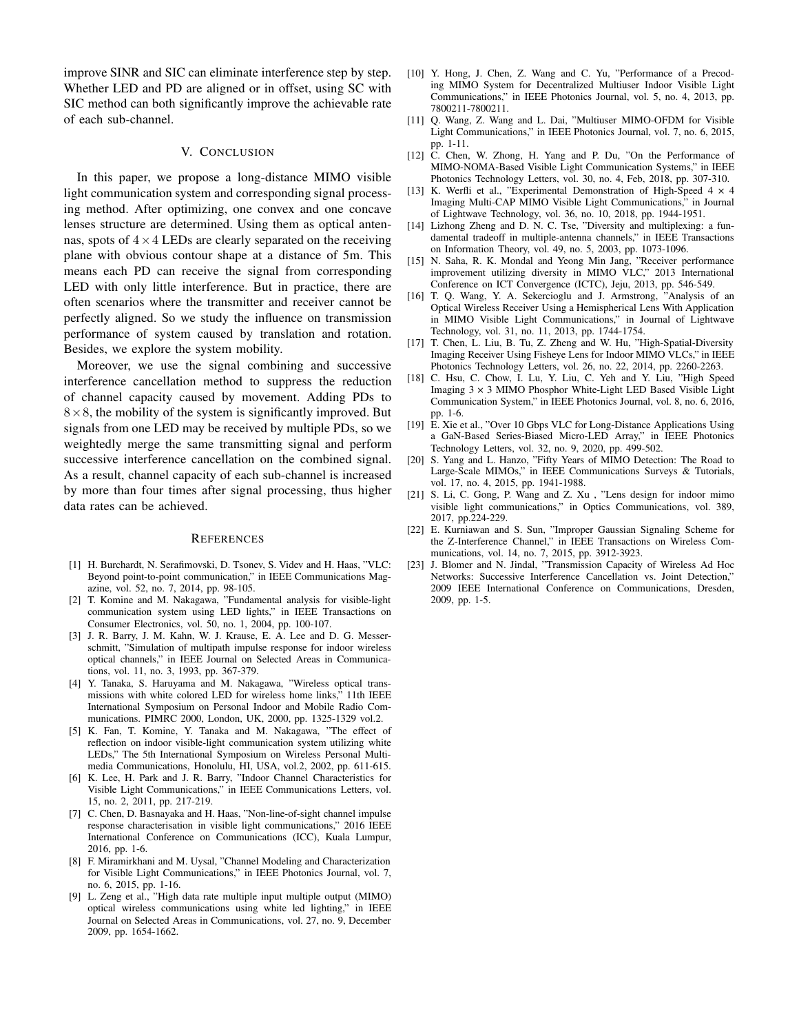improve SINR and SIC can eliminate interference step by step. Whether LED and PD are aligned or in offset, using SC with SIC method can both significantly improve the achievable rate of each sub-channel.

## V. Conclusion

In this paper, we propose a long-distance MIMO visible light communication system and corresponding signal processing method. After optimizing, one convex and one concave lenses structure are determined. Using them as optical antennas, spots of $4 \times 4$ LEDs are clearly separated on the receiving plane with obvious contour shape at a distance of 5m. This means each PD can receive the signal from corresponding LED with only little interference. But in practice, there are often scenarios where the transmitter and receiver cannot be perfectly aligned. So we study the influence on transmission performance of system caused by translation and rotation. Besides, we explore the system mobility.

Moreover, we use the signal combining and successive interference cancellation method to suppress the reduction of channel capacity caused by movement. Adding PDs to $8 \times 8$, the mobility of the system is significantly improved. But signals from one LED may be received by multiple PDs, so we weightedly merge the same transmitting signal and perform successive interference cancellation on the combined signal. As a result, channel capacity of each sub-channel is increased by more than four times after signal processing, thus higher data rates can be achieved.

## References

[1] H. Burchardt, N. Serafimovski, D. Tsonev, S. Videv and H. Haas, "VLC: Beyond point-to-point communication," in IEEE Communications Magazine, vol. 52, no. 7, 2014, pp. 98-105.

[2] T. Komine and M. Nakagawa, "Fundamental analysis for visible-light communication system using LED lights," in IEEE Transactions on Consumer Electronics, vol. 50, no. 1, 2004, pp. 100-107.

[3] J. R. Barry, J. M. Kahn, W. J. Krause, E. A. Lee and D. G. Messerschmitt, "Simulation of multipath impulse response for indoor wireless optical channels," in IEEE Journal on Selected Areas in Communications, vol. 11, no. 3, 1993, pp. 367-379.

[4] Y. Tanaka, S. Haruyama and M. Nakagawa, "Wireless optical transmissions with white colored LED for wireless home links," 11th IEEE International Symposium on Personal Indoor and Mobile Radio Communications. PIMRC 2000, London, UK, 2000, pp. 1325-1329 vol.2.

[5] K. Fan, T. Komine, Y. Tanaka and M. Nakagawa, "The effect of reflection on indoor visible-light communication system utilizing white LEDs," The 5th International Symposium on Wireless Personal Multimedia Communications, Honolulu, HI, USA, vol.2, 2002, pp. 611-615.

[6] K. Lee, H. Park and J. R. Barry, "Indoor Channel Characteristics for Visible Light Communications," in IEEE Communications Letters, vol. 15, no. 2, 2011, pp. 217-219.

[7] C. Chen, D. Basnayaka and H. Haas, "Non-line-of-sight channel impulse response characterisation in visible light communications," 2016 IEEE International Conference on Communications (ICC), Kuala Lumpur, 2016, pp. 1-6.

[8] F. Miramirkhani and M. Uysal, "Channel Modeling and Characterization for Visible Light Communications," in IEEE Photonics Journal, vol. 7, no. 6, 2015, pp. 1-16.

[9] L. Zeng et al., "High data rate multiple input multiple output (MIMO) optical wireless communications using white led lighting," in IEEE Journal on Selected Areas in Communications, vol. 27, no. 9, December 2009, pp. 1654-1662.

[10] Y. Hong, J. Chen, Z. Wang and C. Yu, "Performance of a Precoding MIMO System for Decentralized Multiuser Indoor Visible Light Communications," in IEEE Photonics Journal, vol. 5, no. 4, 2013, pp. 7800211-7800211.

[11] Q. Wang, Z. Wang and L. Dai, "Multiuser MIMO-OFDM for Visible Light Communications," in IEEE Photonics Journal, vol. 7, no. 6, 2015, pp. 1-11.

[12] C. Chen, W. Zhong, H. Yang and P. Du, "On the Performance of MIMO-NOMA-Based Visible Light Communication Systems," in IEEE Photonics Technology Letters, vol. 30, no. 4, Feb, 2018, pp. 307-310.

[13] K. Werfli et al., "Experimental Demonstration of High-Speed 4 × 4 Imaging Multi-CAP MIMO Visible Light Communications," in Journal of Lightwave Technology, vol. 36, no. 10, 2018, pp. 1944-1951.

[14] Lizhong Zheng and D. N. C. Tse, "Diversity and multiplexing: a fundamental tradeoff in multiple-antenna channels," in IEEE Transactions on Information Theory, vol. 49, no. 5, 2003, pp. 1073-1096.

[15] N. Saha, R. K. Mondal and Yeong Min Jang, "Receiver performance improvement utilizing diversity in MIMO VLC," 2013 International Conference on ICT Convergence (ICTC), Jeju, 2013, pp. 546-549.

[16] T. Q. Wang, Y. A. Sekercioglu and J. Armstrong, "Analysis of an Optical Wireless Receiver Using a Hemispherical Lens With Application in MIMO Visible Light Communications," in Journal of Lightwave Technology, vol. 31, no. 11, 2013, pp. 1744-1754.

[17] T. Chen, L. Liu, B. Tu, Z. Zheng and W. Hu, "High-Spatial-Diversity Imaging Receiver Using Fisheye Lens for Indoor MIMO VLCs," in IEEE Photonics Technology Letters, vol. 26, no. 22, 2014, pp. 2260-2263.

[18] C. Hsu, C. Chow, I. Lu, Y. Liu, C. Yeh and Y. Liu, "High Speed Imaging 3 × 3 MIMO Phosphor White-Light LED Based Visible Light Communication System," in IEEE Photonics Journal, vol. 8, no. 6, 2016, pp. 1-6.

[19] E. Xie et al., "Over 10 Gbps VLC for Long-Distance Applications Using a GaN-Based Series-Biased Micro-LED Array," in IEEE Photonics Technology Letters, vol. 32, no. 9, 2020, pp. 499-502.

[20] S. Yang and L. Hanzo, "Fifty Years of MIMO Detection: The Road to Large-Scale MIMOs," in IEEE Communications Surveys & Tutorials, vol. 17, no. 4, 2015, pp. 1941-1988.

[21] S. Li, C. Gong, P. Wang and Z. Xu , "Lens design for indoor mimo visible light communications," in Optics Communications, vol. 389, 2017, pp.224-229.

[22] E. Kurniawan and S. Sun, "Improper Gaussian Signaling Scheme for the Z-Interference Channel," in IEEE Transactions on Wireless Communications, vol. 14, no. 7, 2015, pp. 3912-3923.

[23] J. Blomer and N. Jindal, "Transmission Capacity of Wireless Ad Hoc Networks: Successive Interference Cancellation vs. Joint Detection," 2009 IEEE International Conference on Communications, Dresden, 2009, pp. 1-5.